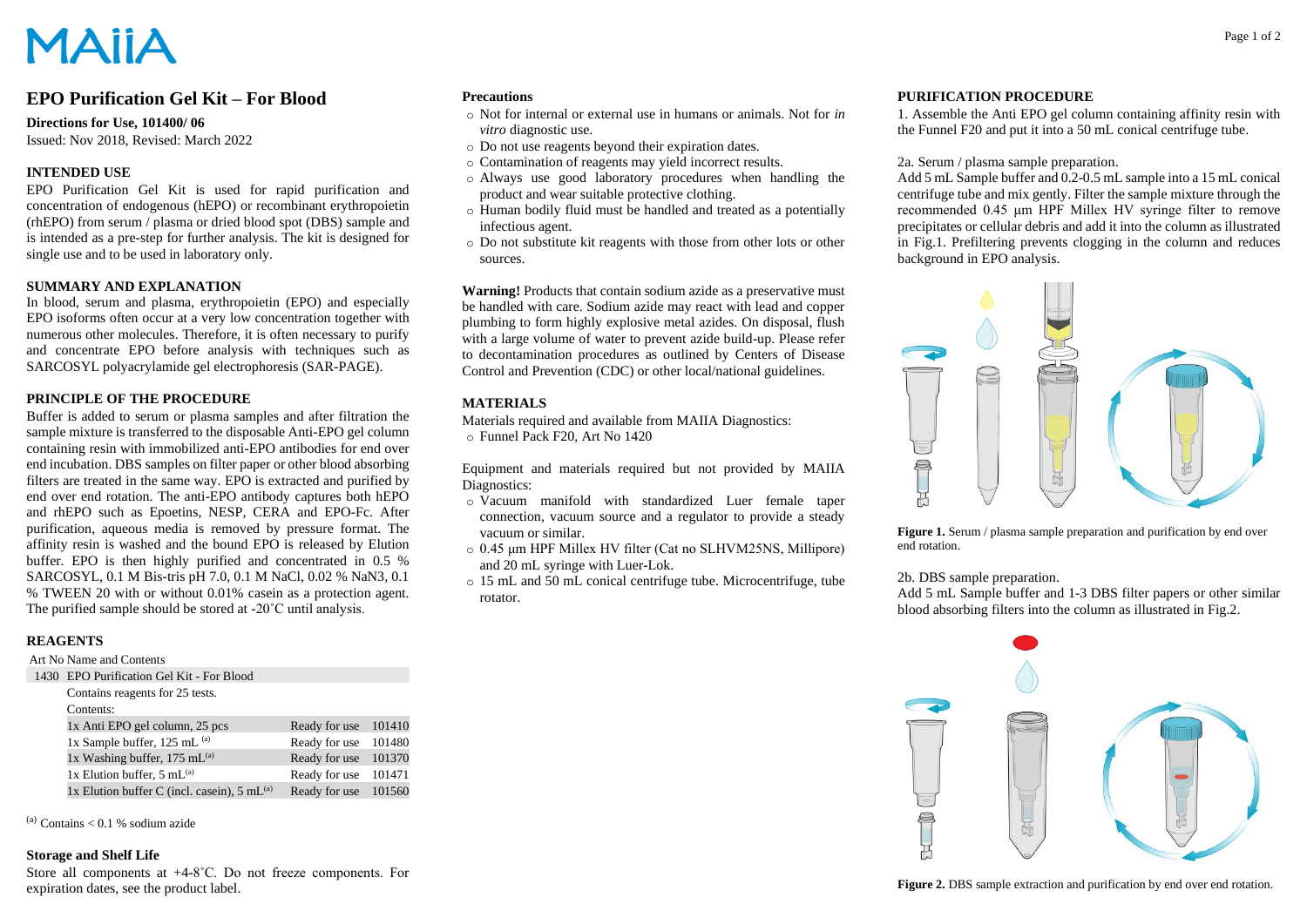# EPO Purification Gel Kit – For Blood

**Directions for Use, 101400/ 06**
Issued: Nov 2018, Revised: March 2022

## INTENDED USE

EPO Purification Gel Kit is used for rapid purification and concentration of endogenous (hEPO) or recombinant erythropoietin (rhEPO) from serum / plasma or dried blood spot (DBS) sample and is intended as a pre-step for further analysis. The kit is designed for single use and to be used in laboratory only.

## SUMMARY AND EXPLANATION

In blood, serum and plasma, erythropoietin (EPO) and especially EPO isoforms often occur at a very low concentration together with numerous other molecules. Therefore, it is often necessary to purify and concentrate EPO before analysis with techniques such as SARCOSYL polyacrylamide gel electrophoresis (SAR-PAGE).

## PRINCIPLE OF THE PROCEDURE

Buffer is added to serum or plasma samples and after filtration the sample mixture is transferred to the disposable Anti-EPO gel column containing resin with immobilized anti-EPO antibodies for end over end incubation. DBS samples on filter paper or other blood absorbing filters are treated in the same way. EPO is extracted and purified by end over end rotation. The anti-EPO antibody captures both hEPO and rhEPO such as Epoetins, NESP, CERA and EPO-Fc. After purification, aqueous media is removed by pressure format. The affinity resin is washed and the bound EPO is released by Elution buffer. EPO is then highly purified and concentrated in 0.5 % SARCOSYL, 0.1 M Bis-tris pH 7.0, 0.1 M NaCl, 0.02 % $NaN_3$, 0.1 % TWEEN 20 with or without 0.01% casein as a protection agent. The purified sample should be stored at -20˚C until analysis.

## REAGENTS

| Art No | Name and Contents | | |
|---|---|---|---|
| 1430 | EPO Purification Gel Kit - For Blood | | |
| | Contains reagents for 25 tests. | | |
| | Contents: | | |
| | 1x Anti EPO gel column, 25 pcs | Ready for use | 101410 |
| | 1x Sample buffer, 125 mL [(a)] | Ready for use | 101480 |
| | 1x Washing buffer, 175 mL[(a)] | Ready for use | 101370 |
| | 1x Elution buffer, 5 mL[(a)] | Ready for use | 101471 |
| | 1x Elution buffer C (incl. casein), 5 mL[(a)] | Ready for use | 101560 |

[(a)] Contains < 0.1 % sodium azide

### Storage and Shelf Life

Store all components at +4-8˚C. Do not freeze components. For expiration dates, see the product label.

### Precautions

- Not for internal or external use in humans or animals. Not for *in vitro* diagnostic use.
- Do not use reagents beyond their expiration dates.
- Contamination of reagents may yield incorrect results.
- Always use good laboratory procedures when handling the product and wear suitable protective clothing.
- Human bodily fluid must be handled and treated as a potentially infectious agent.
- Do not substitute kit reagents with those from other lots or other sources.

**Warning!** Products that contain sodium azide as a preservative must be handled with care. Sodium azide may react with lead and copper plumbing to form highly explosive metal azides. On disposal, flush with a large volume of water to prevent azide build-up. Please refer to decontamination procedures as outlined by Centers of Disease Control and Prevention (CDC) or other local/national guidelines.

## MATERIALS

Materials required and available from MAIIA Diagnostics:

- Funnel Pack F20, Art No 1420

Equipment and materials required but not provided by MAIIA Diagnostics:

- Vacuum manifold with standardized Luer female taper connection, vacuum source and a regulator to provide a steady vacuum or similar.
- 0.45 µm HPF Millex HV filter (Cat no SLHVM25NS, Millipore) and 20 mL syringe with Luer-Lok.
- 15 mL and 50 mL conical centrifuge tube. Microcentrifuge, tube rotator.

## PURIFICATION PROCEDURE

1. Assemble the Anti EPO gel column containing affinity resin with the Funnel F20 and put it into a 50 mL conical centrifuge tube.

2a. Serum / plasma sample preparation.
Add 5 mL Sample buffer and 0.2-0.5 mL sample into a 15 mL conical centrifuge tube and mix gently. Filter the sample mixture through the recommended 0.45 µm HPF Millex HV syringe filter to remove precipitates or cellular debris and add it into the column as illustrated in Fig.1. Prefiltering prevents clogging in the column and reduces background in EPO analysis.

**Figure 1.** Serum / plasma sample preparation and purification by end over end rotation.

2b. DBS sample preparation.
Add 5 mL Sample buffer and 1-3 DBS filter papers or other similar blood absorbing filters into the column as illustrated in Fig.2.

**Figure 2.** DBS sample extraction and purification by end over end rotation.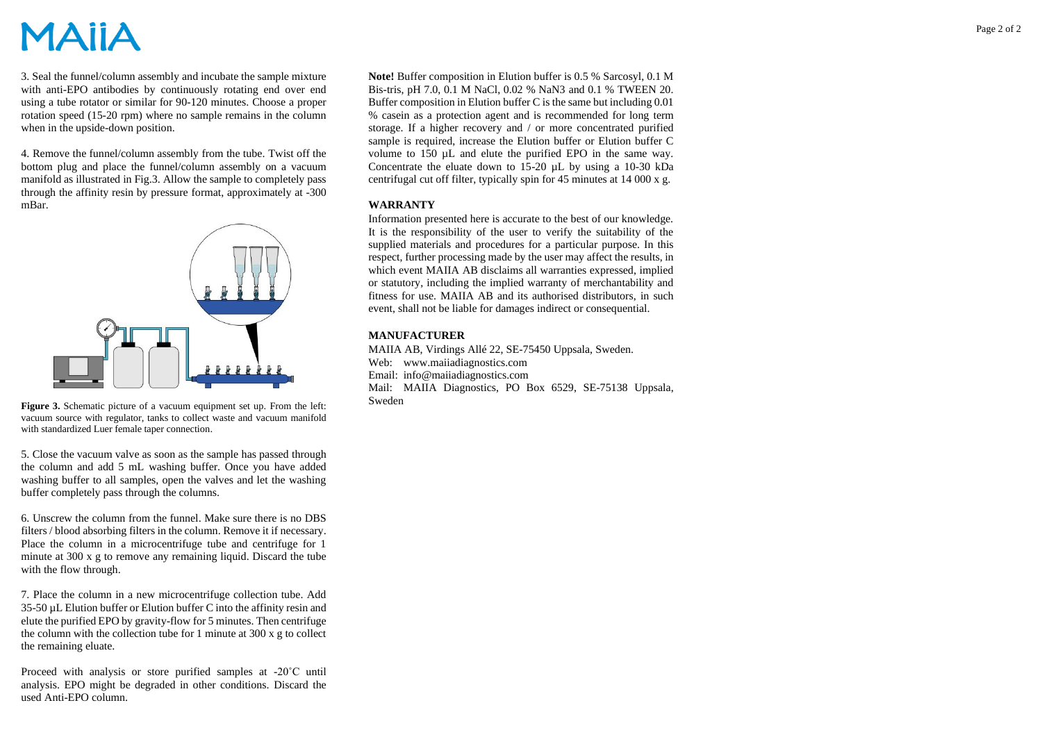3. Seal the funnel/column assembly and incubate the sample mixture with anti-EPO antibodies by continuously rotating end over end using a tube rotator or similar for 90-120 minutes. Choose a proper rotation speed (15-20 rpm) where no sample remains in the column when in the upside-down position.

4. Remove the funnel/column assembly from the tube. Twist off the bottom plug and place the funnel/column assembly on a vacuum manifold as illustrated in Fig.3. Allow the sample to completely pass through the affinity resin by pressure format, approximately at -300 mBar.

**Figure 3.** Schematic picture of a vacuum equipment set up. From the left: vacuum source with regulator, tanks to collect waste and vacuum manifold with standardized Luer female taper connection.

5. Close the vacuum valve as soon as the sample has passed through the column and add 5 mL washing buffer. Once you have added washing buffer to all samples, open the valves and let the washing buffer completely pass through the columns.

6. Unscrew the column from the funnel. Make sure there is no DBS filters / blood absorbing filters in the column. Remove it if necessary. Place the column in a microcentrifuge tube and centrifuge for 1 minute at 300 x g to remove any remaining liquid. Discard the tube with the flow through.

7. Place the column in a new microcentrifuge collection tube. Add 35-50 µL Elution buffer or Elution buffer C into the affinity resin and elute the purified EPO by gravity-flow for 5 minutes. Then centrifuge the column with the collection tube for 1 minute at 300 x g to collect the remaining eluate.

Proceed with analysis or store purified samples at -20˚C until analysis. EPO might be degraded in other conditions. Discard the used Anti-EPO column.

**Note!** Buffer composition in Elution buffer is 0.5 % Sarcosyl, 0.1 M Bis-tris, pH 7.0, 0.1 M NaCl, 0.02 % $NaN_3$ and 0.1 % TWEEN 20. Buffer composition in Elution buffer C is the same but including 0.01 % casein as a protection agent and is recommended for long term storage. If a higher recovery and / or more concentrated purified sample is required, increase the Elution buffer or Elution buffer C volume to 150 µL and elute the purified EPO in the same way. Concentrate the eluate down to 15-20 µL by using a 10-30 kDa centrifugal cut off filter, typically spin for 45 minutes at 14 000 x g.

## WARRANTY

Information presented here is accurate to the best of our knowledge. It is the responsibility of the user to verify the suitability of the supplied materials and procedures for a particular purpose. In this respect, further processing made by the user may affect the results, in which event MAIIA AB disclaims all warranties expressed, implied or statutory, including the implied warranty of merchantability and fitness for use. MAIIA AB and its authorised distributors, in such event, shall not be liable for damages indirect or consequential.

## MANUFACTURER

MAIIA AB, Virdings Allé 22, SE-75450 Uppsala, Sweden.
Web: www.maiiadiagnostics.com
Email: info@maiiadiagnostics.com
Mail: MAIIA Diagnostics, PO Box 6529, SE-75138 Uppsala, Sweden